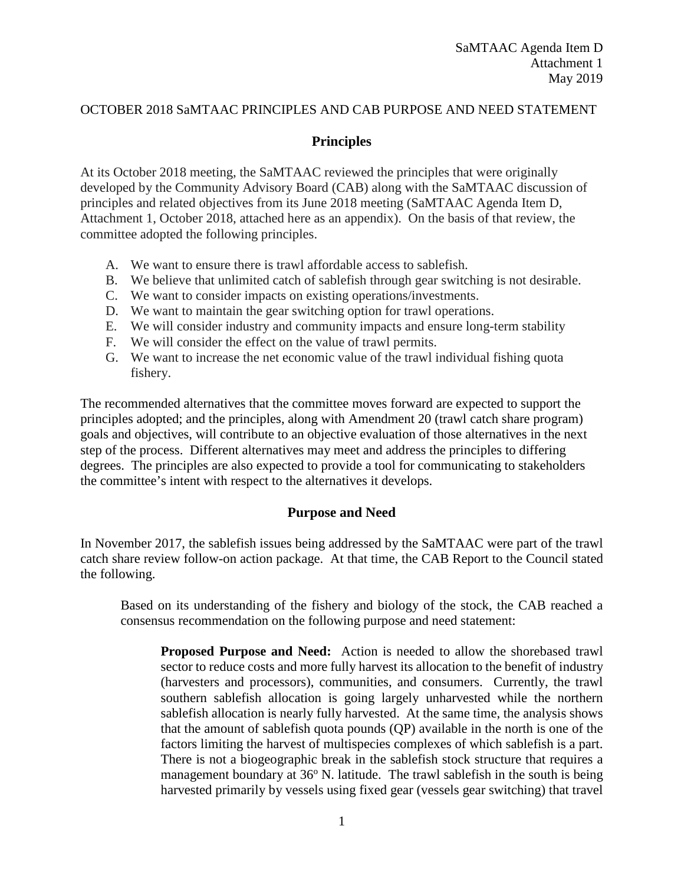SaMTAAC Agenda Item D
Attachment 1
May 2019

OCTOBER 2018 SaMTAAC PRINCIPLES AND CAB PURPOSE AND NEED STATEMENT

## Principles

At its October 2018 meeting, the SaMTAAC reviewed the principles that were originally developed by the Community Advisory Board (CAB) along with the SaMTAAC discussion of principles and related objectives from its June 2018 meeting (SaMTAAC Agenda Item D, Attachment 1, October 2018, attached here as an appendix). On the basis of that review, the committee adopted the following principles.

A. We want to ensure there is trawl affordable access to sablefish.
B. We believe that unlimited catch of sablefish through gear switching is not desirable.
C. We want to consider impacts on existing operations/investments.
D. We want to maintain the gear switching option for trawl operations.
E. We will consider industry and community impacts and ensure long-term stability
F. We will consider the effect on the value of trawl permits.
G. We want to increase the net economic value of the trawl individual fishing quota fishery.

The recommended alternatives that the committee moves forward are expected to support the principles adopted; and the principles, along with Amendment 20 (trawl catch share program) goals and objectives, will contribute to an objective evaluation of those alternatives in the next step of the process. Different alternatives may meet and address the principles to differing degrees. The principles are also expected to provide a tool for communicating to stakeholders the committee's intent with respect to the alternatives it develops.

## Purpose and Need

In November 2017, the sablefish issues being addressed by the SaMTAAC were part of the trawl catch share review follow-on action package. At that time, the CAB Report to the Council stated the following.

> Based on its understanding of the fishery and biology of the stock, the CAB reached a consensus recommendation on the following purpose and need statement:
>
> > **Proposed Purpose and Need:** Action is needed to allow the shorebased trawl sector to reduce costs and more fully harvest its allocation to the benefit of industry (harvesters and processors), communities, and consumers. Currently, the trawl southern sablefish allocation is going largely unharvested while the northern sablefish allocation is nearly fully harvested. At the same time, the analysis shows that the amount of sablefish quota pounds (QP) available in the north is one of the factors limiting the harvest of multispecies complexes of which sablefish is a part. There is not a biogeographic break in the sablefish stock structure that requires a management boundary at 36º N. latitude. The trawl sablefish in the south is being harvested primarily by vessels using fixed gear (vessels gear switching) that travel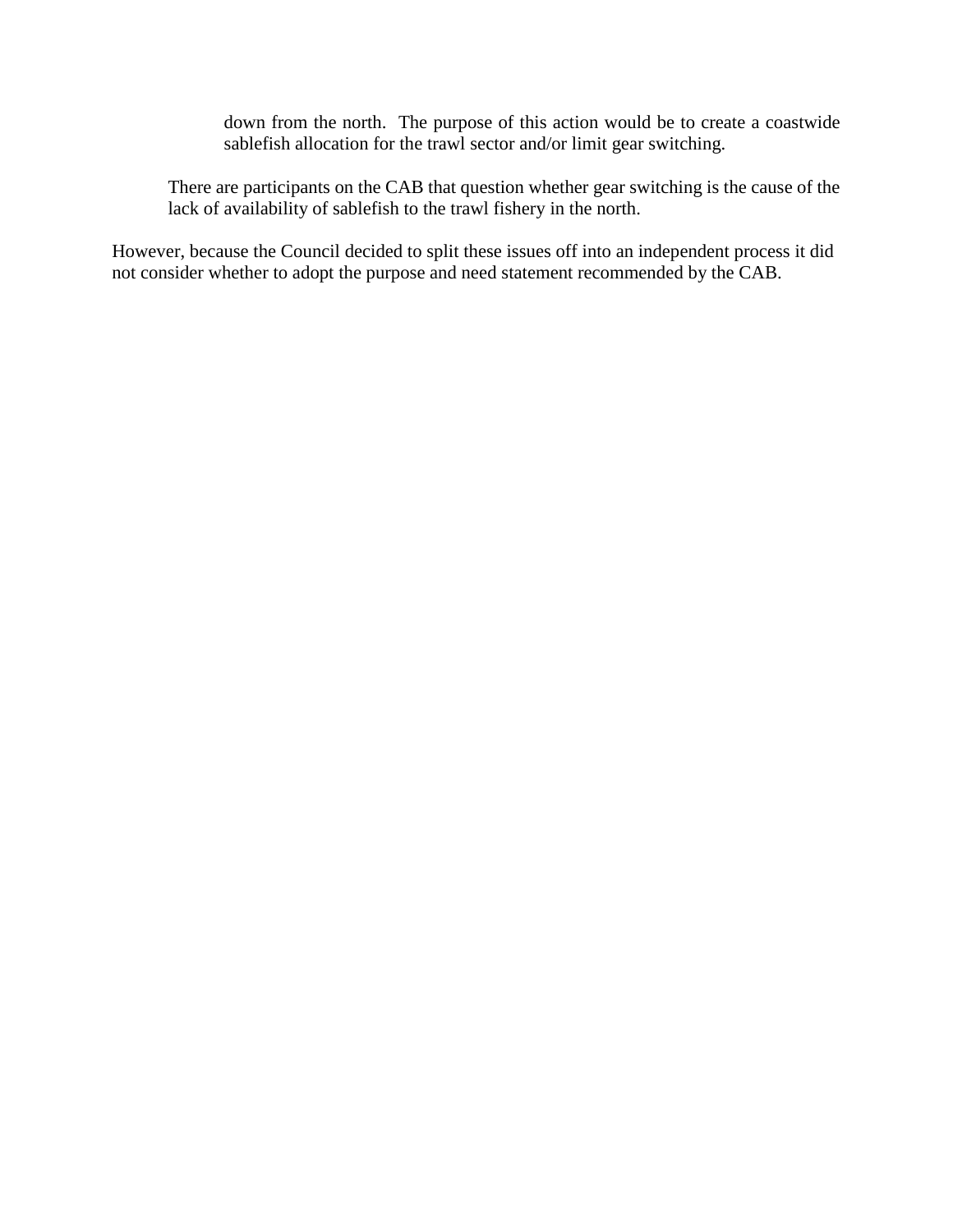> > down from the north. The purpose of this action would be to create a coastwide sablefish allocation for the trawl sector and/or limit gear switching.
>
> There are participants on the CAB that question whether gear switching is the cause of the lack of availability of sablefish to the trawl fishery in the north.

However, because the Council decided to split these issues off into an independent process it did not consider whether to adopt the purpose and need statement recommended by the CAB.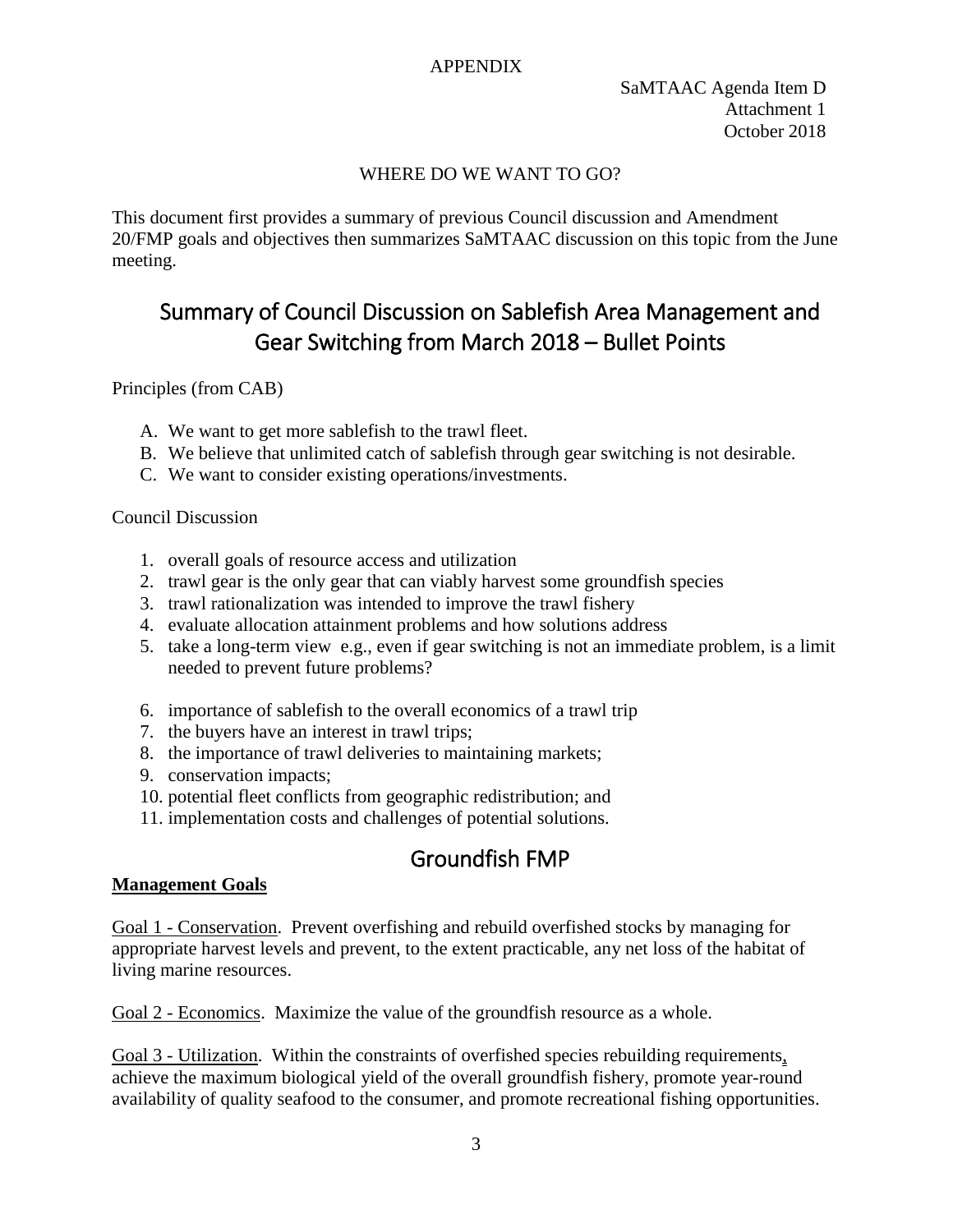APPENDIX

SaMTAAC Agenda Item D
Attachment 1
October 2018

WHERE DO WE WANT TO GO?

This document first provides a summary of previous Council discussion and Amendment 20/FMP goals and objectives then summarizes SaMTAAC discussion on this topic from the June meeting.

## Summary of Council Discussion on Sablefish Area Management and Gear Switching from March 2018 – Bullet Points

Principles (from CAB)

A. We want to get more sablefish to the trawl fleet.
B. We believe that unlimited catch of sablefish through gear switching is not desirable.
C. We want to consider existing operations/investments.

Council Discussion

1. overall goals of resource access and utilization
2. trawl gear is the only gear that can viably harvest some groundfish species
3. trawl rationalization was intended to improve the trawl fishery
4. evaluate allocation attainment problems and how solutions address
5. take a long-term view e.g., even if gear switching is not an immediate problem, is a limit needed to prevent future problems?
6. importance of sablefish to the overall economics of a trawl trip
7. the buyers have an interest in trawl trips;
8. the importance of trawl deliveries to maintaining markets;
9. conservation impacts;
10. potential fleet conflicts from geographic redistribution; and
11. implementation costs and challenges of potential solutions.

## Groundfish FMP

**Management Goals**

Goal 1 - Conservation. Prevent overfishing and rebuild overfished stocks by managing for appropriate harvest levels and prevent, to the extent practicable, any net loss of the habitat of living marine resources.

Goal 2 - Economics. Maximize the value of the groundfish resource as a whole.

Goal 3 - Utilization. Within the constraints of overfished species rebuilding requirements, achieve the maximum biological yield of the overall groundfish fishery, promote year-round availability of quality seafood to the consumer, and promote recreational fishing opportunities.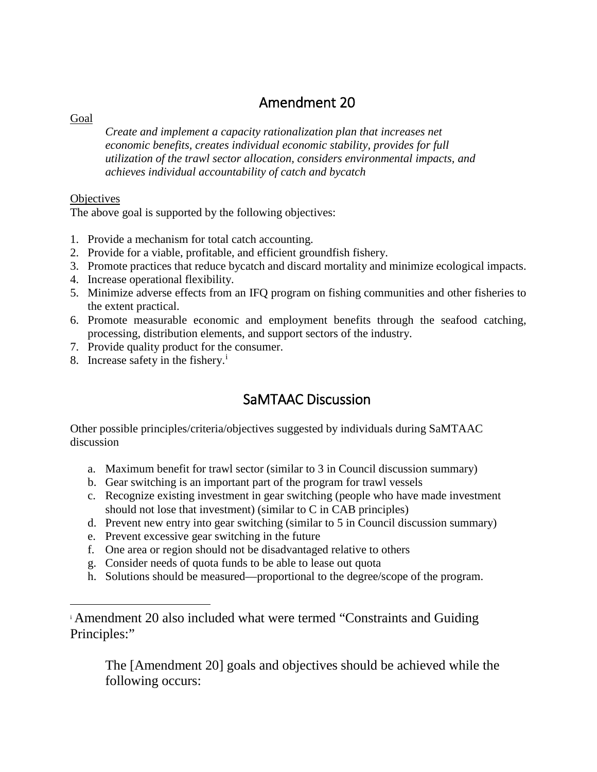# Amendment 20

Goal

*Create and implement a capacity rationalization plan that increases net economic benefits, creates individual economic stability, provides for full utilization of the trawl sector allocation, considers environmental impacts, and achieves individual accountability of catch and bycatch*

Objectives

The above goal is supported by the following objectives:

1. Provide a mechanism for total catch accounting.
2. Provide for a viable, profitable, and efficient groundfish fishery.
3. Promote practices that reduce bycatch and discard mortality and minimize ecological impacts.
4. Increase operational flexibility.
5. Minimize adverse effects from an IFQ program on fishing communities and other fisheries to the extent practical.
6. Promote measurable economic and employment benefits through the seafood catching, processing, distribution elements, and support sectors of the industry.
7. Provide quality product for the consumer.
8. Increase safety in the fishery.[i]

# SaMTAAC Discussion

Other possible principles/criteria/objectives suggested by individuals during SaMTAAC discussion

a. Maximum benefit for trawl sector (similar to 3 in Council discussion summary)
b. Gear switching is an important part of the program for trawl vessels
c. Recognize existing investment in gear switching (people who have made investment should not lose that investment) (similar to C in CAB principles)
d. Prevent new entry into gear switching (similar to 5 in Council discussion summary)
e. Prevent excessive gear switching in the future
f. One area or region should not be disadvantaged relative to others
g. Consider needs of quota funds to be able to lease out quota
h. Solutions should be measured—proportional to the degree/scope of the program.

---

[i] Amendment 20 also included what were termed "Constraints and Guiding Principles:"

> The [Amendment 20] goals and objectives should be achieved while the following occurs: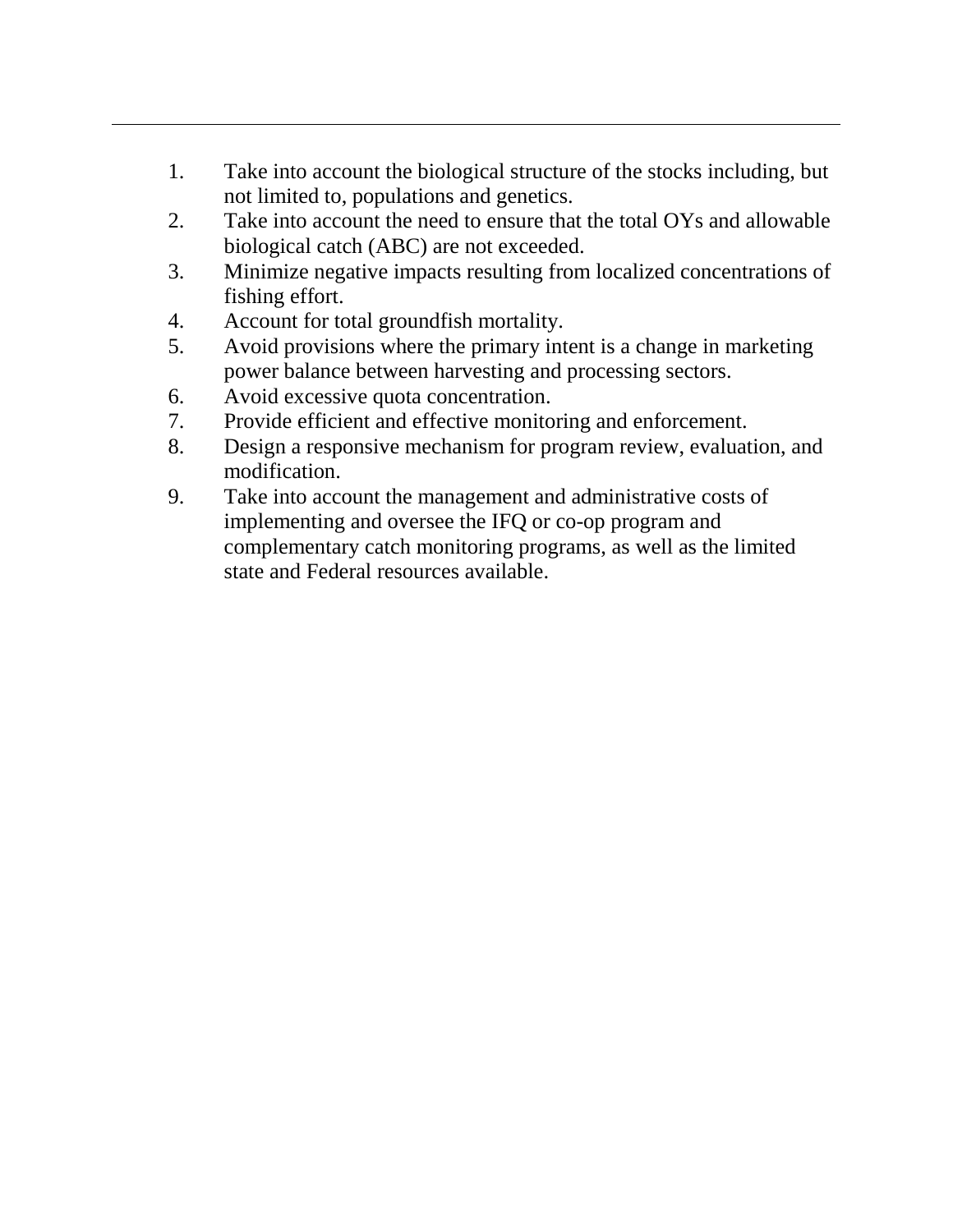1. Take into account the biological structure of the stocks including, but not limited to, populations and genetics.
2. Take into account the need to ensure that the total OYs and allowable biological catch (ABC) are not exceeded.
3. Minimize negative impacts resulting from localized concentrations of fishing effort.
4. Account for total groundfish mortality.
5. Avoid provisions where the primary intent is a change in marketing power balance between harvesting and processing sectors.
6. Avoid excessive quota concentration.
7. Provide efficient and effective monitoring and enforcement.
8. Design a responsive mechanism for program review, evaluation, and modification.
9. Take into account the management and administrative costs of implementing and oversee the IFQ or co-op program and complementary catch monitoring programs, as well as the limited state and Federal resources available.